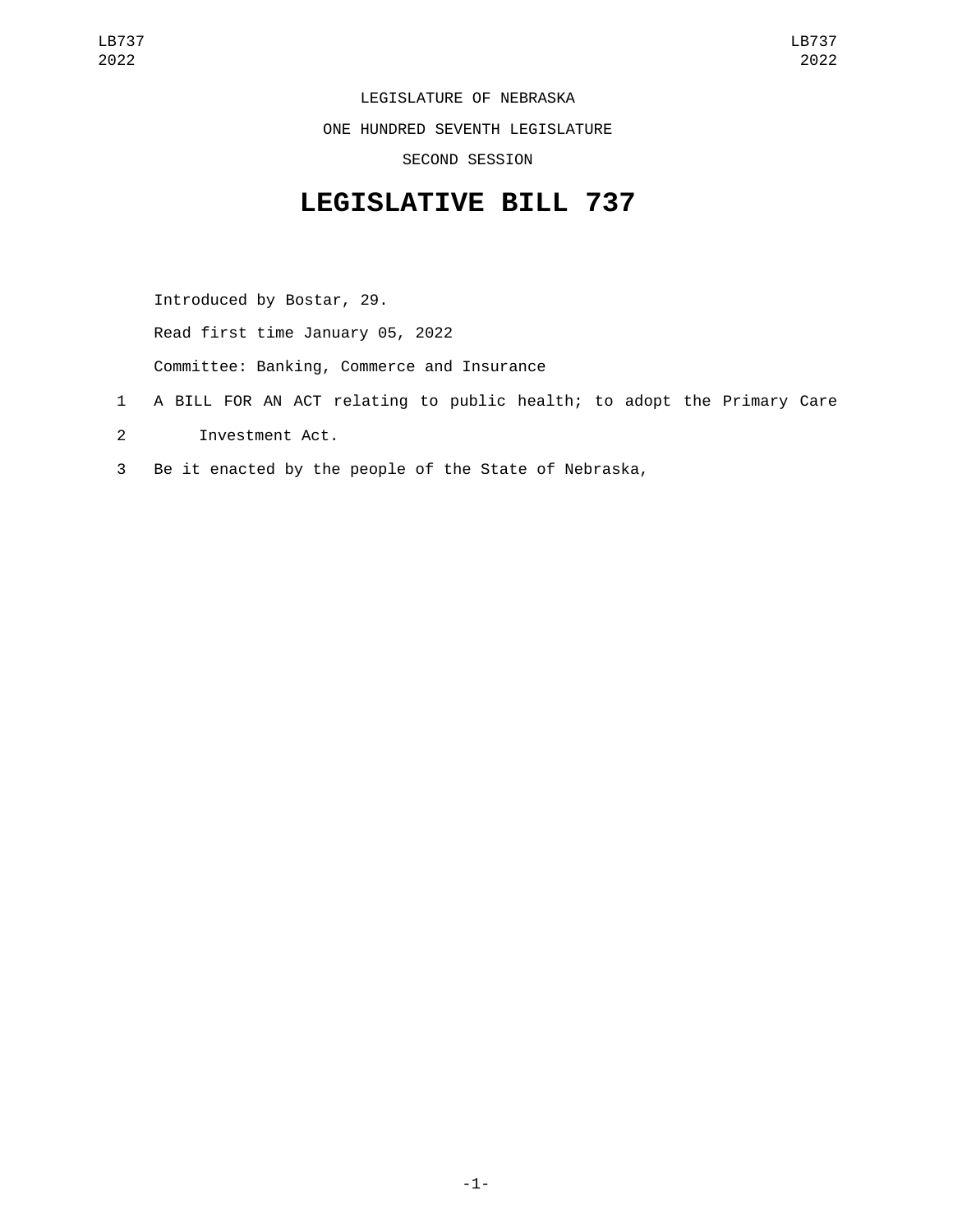LEGISLATURE OF NEBRASKA

ONE HUNDRED SEVENTH LEGISLATURE

SECOND SESSION

# LEGISLATIVE BILL 737

Introduced by Bostar, 29.

Read first time January 05, 2022

Committee: Banking, Commerce and Insurance

1 A BILL FOR AN ACT relating to public health; to adopt the Primary Care
2 Investment Act.
3 Be it enacted by the people of the State of Nebraska,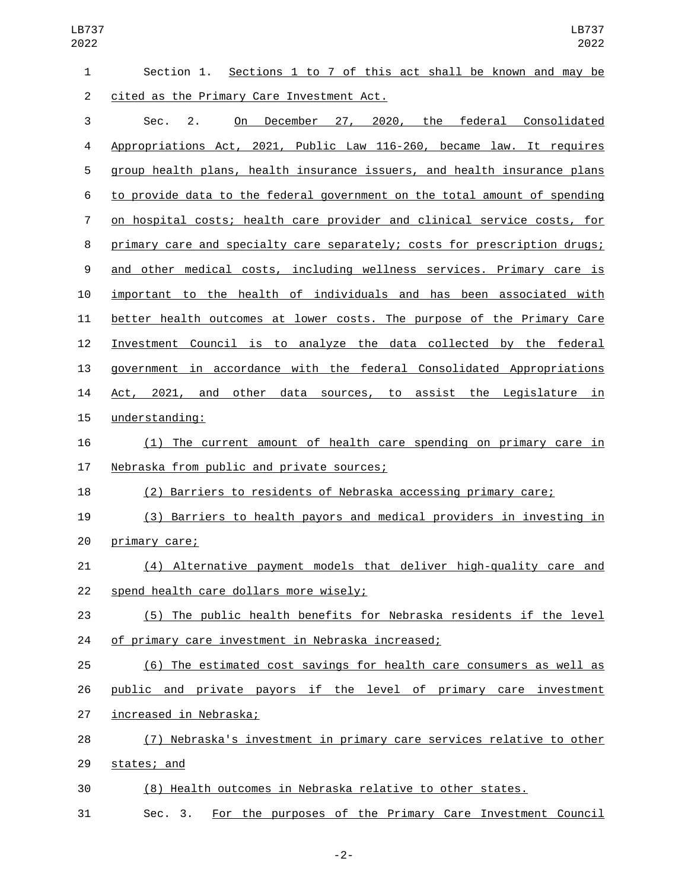Section 1. Sections 1 to 7 of this act shall be known and may be cited as the Primary Care Investment Act.

Sec. 2. On December 27, 2020, the federal Consolidated Appropriations Act, 2021, Public Law 116-260, became law. It requires group health plans, health insurance issuers, and health insurance plans to provide data to the federal government on the total amount of spending on hospital costs; health care provider and clinical service costs, for primary care and specialty care separately; costs for prescription drugs; and other medical costs, including wellness services. Primary care is important to the health of individuals and has been associated with better health outcomes at lower costs. The purpose of the Primary Care Investment Council is to analyze the data collected by the federal government in accordance with the federal Consolidated Appropriations Act, 2021, and other data sources, to assist the Legislature in understanding:

(1) The current amount of health care spending on primary care in Nebraska from public and private sources;

(2) Barriers to residents of Nebraska accessing primary care;

(3) Barriers to health payors and medical providers in investing in primary care;

(4) Alternative payment models that deliver high-quality care and spend health care dollars more wisely;

(5) The public health benefits for Nebraska residents if the level of primary care investment in Nebraska increased;

(6) The estimated cost savings for health care consumers as well as public and private payors if the level of primary care investment increased in Nebraska;

(7) Nebraska's investment in primary care services relative to other states; and

(8) Health outcomes in Nebraska relative to other states.

Sec. 3. For the purposes of the Primary Care Investment Council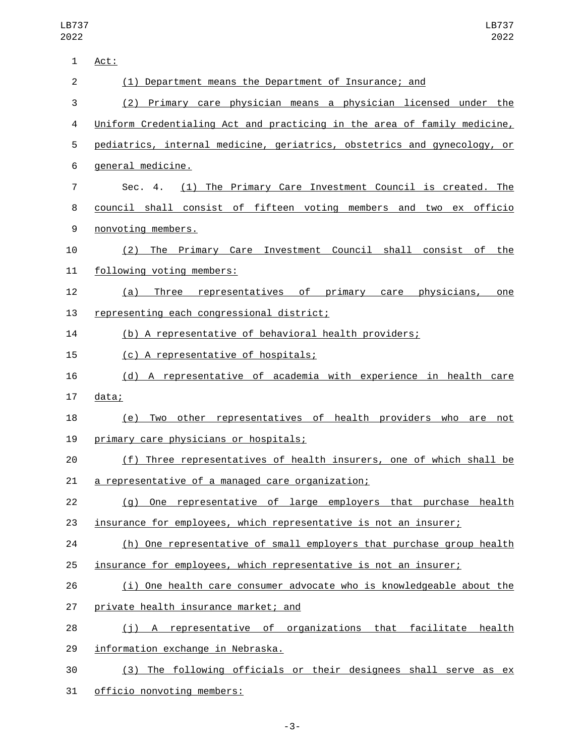Act:

(1) Department means the Department of Insurance; and

(2) Primary care physician means a physician licensed under the Uniform Credentialing Act and practicing in the area of family medicine, pediatrics, internal medicine, geriatrics, obstetrics and gynecology, or general medicine.

Sec. 4. (1) The Primary Care Investment Council is created. The council shall consist of fifteen voting members and two ex officio nonvoting members.

(2) The Primary Care Investment Council shall consist of the following voting members:

(a) Three representatives of primary care physicians, one representing each congressional district;

(b) A representative of behavioral health providers;

(c) A representative of hospitals;

(d) A representative of academia with experience in health care data;

(e) Two other representatives of health providers who are not primary care physicians or hospitals;

(f) Three representatives of health insurers, one of which shall be a representative of a managed care organization;

(g) One representative of large employers that purchase health insurance for employees, which representative is not an insurer;

(h) One representative of small employers that purchase group health insurance for employees, which representative is not an insurer;

(i) One health care consumer advocate who is knowledgeable about the private health insurance market; and

(j) A representative of organizations that facilitate health information exchange in Nebraska.

(3) The following officials or their designees shall serve as ex officio nonvoting members: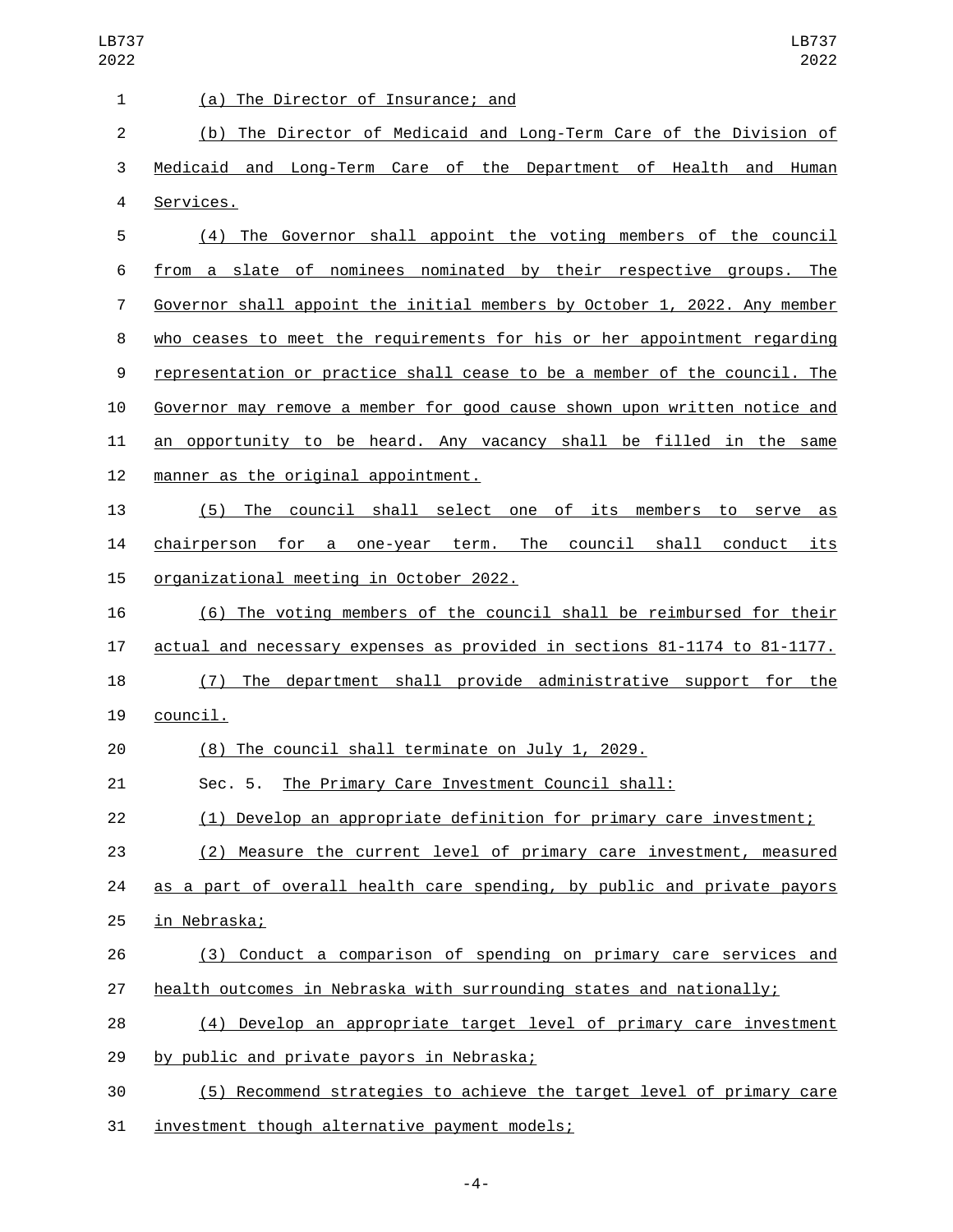(a) The Director of Insurance; and

(b) The Director of Medicaid and Long-Term Care of the Division of Medicaid and Long-Term Care of the Department of Health and Human Services.

(4) The Governor shall appoint the voting members of the council from a slate of nominees nominated by their respective groups. The Governor shall appoint the initial members by October 1, 2022. Any member who ceases to meet the requirements for his or her appointment regarding representation or practice shall cease to be a member of the council. The Governor may remove a member for good cause shown upon written notice and an opportunity to be heard. Any vacancy shall be filled in the same manner as the original appointment.

(5) The council shall select one of its members to serve as chairperson for a one-year term. The council shall conduct its organizational meeting in October 2022.

(6) The voting members of the council shall be reimbursed for their actual and necessary expenses as provided in sections 81-1174 to 81-1177.

(7) The department shall provide administrative support for the council.

(8) The council shall terminate on July 1, 2029.

Sec. 5. The Primary Care Investment Council shall:

(1) Develop an appropriate definition for primary care investment;

(2) Measure the current level of primary care investment, measured as a part of overall health care spending, by public and private payors in Nebraska;

(3) Conduct a comparison of spending on primary care services and health outcomes in Nebraska with surrounding states and nationally;

(4) Develop an appropriate target level of primary care investment by public and private payors in Nebraska;

(5) Recommend strategies to achieve the target level of primary care investment though alternative payment models;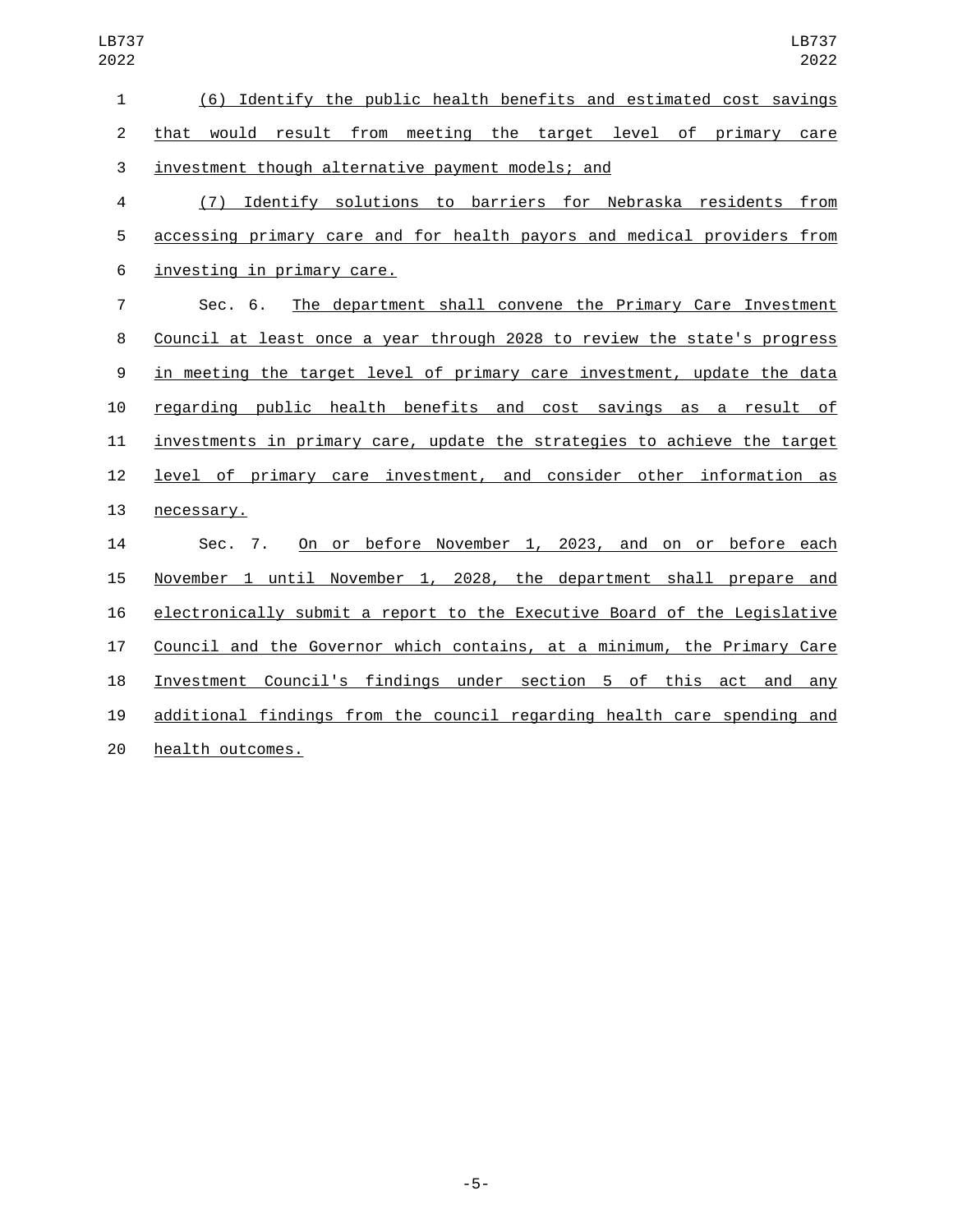(6) Identify the public health benefits and estimated cost savings that would result from meeting the target level of primary care investment though alternative payment models; and

(7) Identify solutions to barriers for Nebraska residents from accessing primary care and for health payors and medical providers from investing in primary care.

Sec. 6. The department shall convene the Primary Care Investment Council at least once a year through 2028 to review the state's progress in meeting the target level of primary care investment, update the data regarding public health benefits and cost savings as a result of investments in primary care, update the strategies to achieve the target level of primary care investment, and consider other information as necessary.

Sec. 7. On or before November 1, 2023, and on or before each November 1 until November 1, 2028, the department shall prepare and electronically submit a report to the Executive Board of the Legislative Council and the Governor which contains, at a minimum, the Primary Care Investment Council's findings under section 5 of this act and any additional findings from the council regarding health care spending and health outcomes.